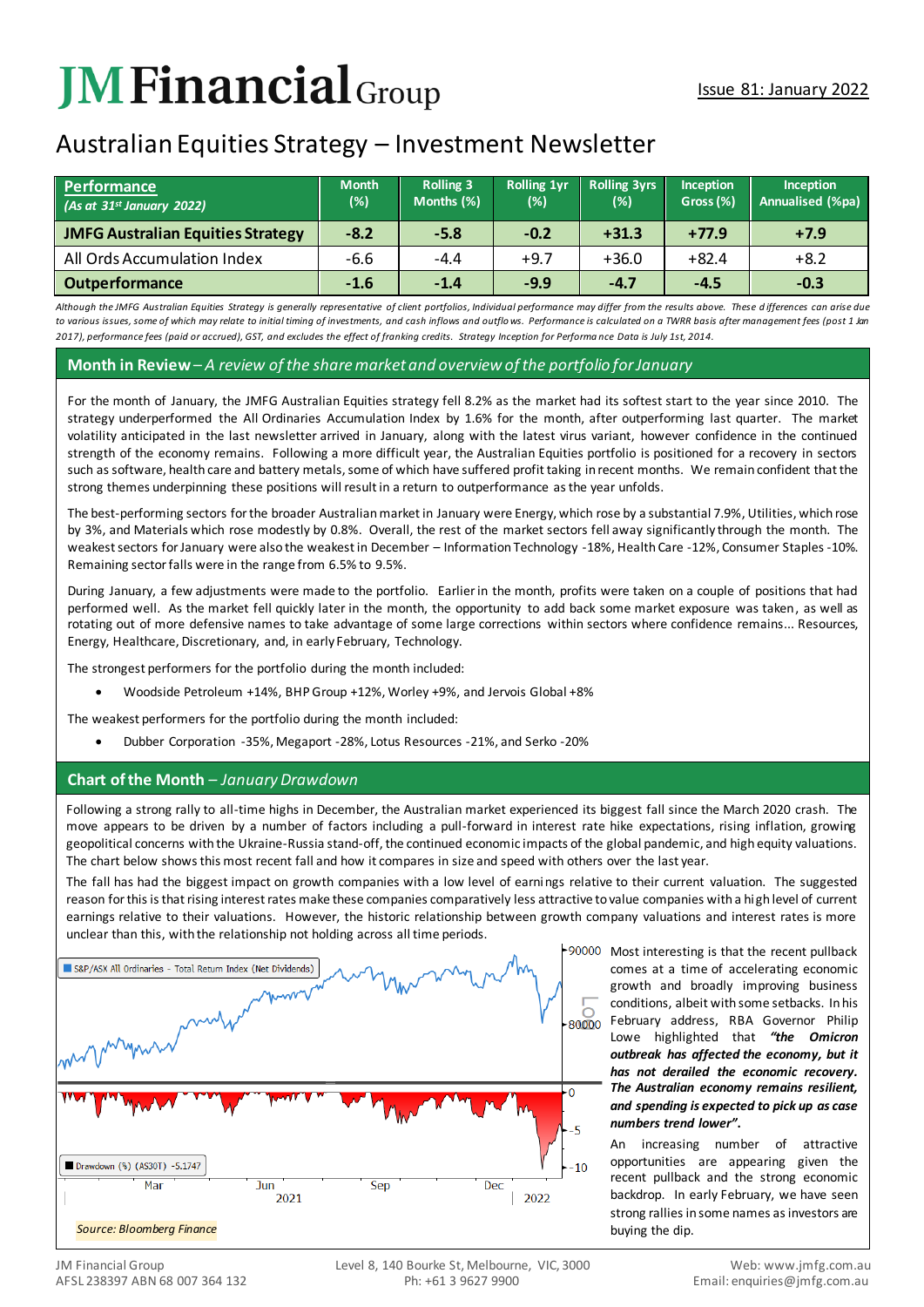# JM Financial Group

Issue 81: January 2022

## Australian Equities Strategy – Investment Newsletter

| **Performance** *(As at 31st January 2022)* | Month (%) | Rolling 3 Months (%) | Rolling 1yr (%) | Rolling 3yrs (%) | Inception Gross (%) | Inception Annualised (%pa) |
|---|---|---|---|---|---|---|
| **JMFG Australian Equities Strategy** | **-8.2** | **-5.8** | **-0.2** | **+31.3** | **+77.9** | **+7.9** |
| All Ords Accumulation Index | -6.6 | -4.4 | +9.7 | +36.0 | +82.4 | +8.2 |
| **Outperformance** | **-1.6** | **-1.4** | **-9.9** | **-4.7** | **-4.5** | **-0.3** |

*Although the JMFG Australian Equities Strategy is generally representative of client portfolios, Individual performance may differ from the results above. These differences can arise due to various issues, some of which may relate to initial timing of investments, and cash inflows and outflows. Performance is calculated on a TWRR basis after management fees (post 1 Jan 2017), performance fees (paid or accrued), GST, and excludes the effect of franking credits. Strategy Inception for Performance Data is July 1st, 2014.*

## Month in Review – *A review of the share market and overview of the portfolio for January*

For the month of January, the JMFG Australian Equities strategy fell 8.2% as the market had its softest start to the year since 2010. The strategy underperformed the All Ordinaries Accumulation Index by 1.6% for the month, after outperforming last quarter. The market volatility anticipated in the last newsletter arrived in January, along with the latest virus variant, however confidence in the continued strength of the economy remains. Following a more difficult year, the Australian Equities portfolio is positioned for a recovery in sectors such as software, health care and battery metals, some of which have suffered profit taking in recent months. We remain confident that the strong themes underpinning these positions will result in a return to outperformance as the year unfolds.

The best-performing sectors for the broader Australian market in January were Energy, which rose by a substantial 7.9%, Utilities, which rose by 3%, and Materials which rose modestly by 0.8%. Overall, the rest of the market sectors fell away significantly through the month. The weakest sectors for January were also the weakest in December – Information Technology -18%, Health Care -12%, Consumer Staples -10%. Remaining sector falls were in the range from 6.5% to 9.5%.

During January, a few adjustments were made to the portfolio. Earlier in the month, profits were taken on a couple of positions that had performed well. As the market fell quickly later in the month, the opportunity to add back some market exposure was taken, as well as rotating out of more defensive names to take advantage of some large corrections within sectors where confidence remains... Resources, Energy, Healthcare, Discretionary, and, in early February, Technology.

The strongest performers for the portfolio during the month included:

- Woodside Petroleum +14%, BHP Group +12%, Worley +9%, and Jervois Global +8%

The weakest performers for the portfolio during the month included:

- Dubber Corporation -35%, Megaport -28%, Lotus Resources -21%, and Serko -20%

## Chart of the Month – *January Drawdown*

Following a strong rally to all-time highs in December, the Australian market experienced its biggest fall since the March 2020 crash. The move appears to be driven by a number of factors including a pull-forward in interest rate hike expectations, rising inflation, growing geopolitical concerns with the Ukraine-Russia stand-off, the continued economic impacts of the global pandemic, and high equity valuations. The chart below shows this most recent fall and how it compares in size and speed with others over the last year.

The fall has had the biggest impact on growth companies with a low level of earnings relative to their current valuation. The suggested reason for this is that rising interest rates make these companies comparatively less attractive to value companies with a high level of current earnings relative to their valuations. However, the historic relationship between growth company valuations and interest rates is more unclear than this, with the relationship not holding across all time periods.

Source: Bloomberg Finance

Most interesting is that the recent pullback comes at a time of accelerating economic growth and broadly improving business conditions, albeit with some setbacks. In his February address, RBA Governor Philip Lowe highlighted that ***"the Omicron outbreak has affected the economy, but it has not derailed the economic recovery. The Australian economy remains resilient, and spending is expected to pick up as case numbers trend lower".***

An increasing number of attractive opportunities are appearing given the recent pullback and the strong economic backdrop. In early February, we have seen strong rallies in some names as investors are buying the dip.

JM Financial Group
AFSL 238397 ABN 68 007 364 132
Level 8, 140 Bourke St, Melbourne, VIC, 3000
Ph: +61 3 9627 9900
Web: www.jmfg.com.au
Email: enquiries@jmfg.com.au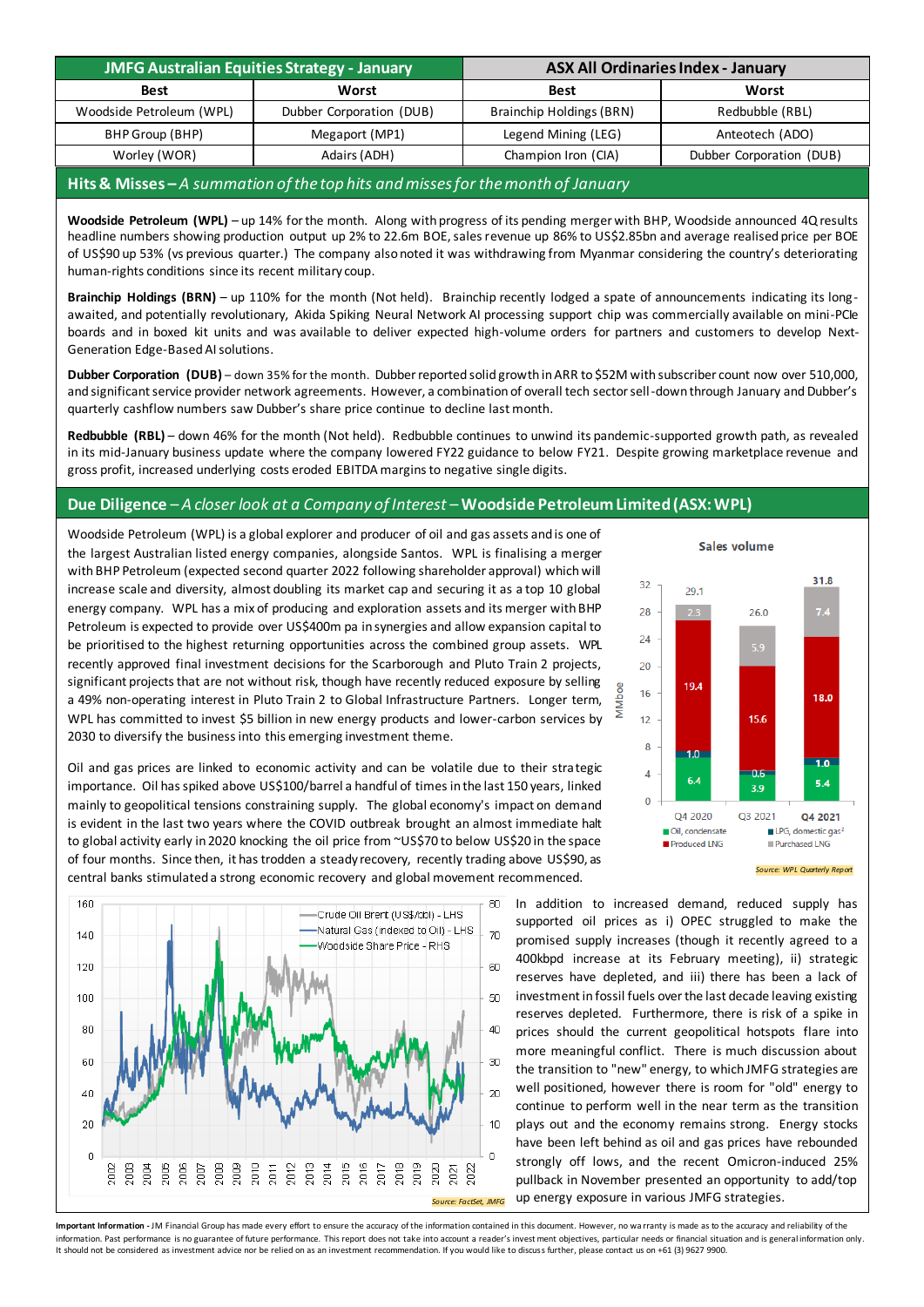| JMFG Australian Equities Strategy - January | | ASX All Ordinaries Index - January | |
|---|---|---|---|
| **Best** | **Worst** | **Best** | **Worst** |
| Woodside Petroleum (WPL) | Dubber Corporation (DUB) | Brainchip Holdings (BRN) | Redbubble (RBL) |
| BHP Group (BHP) | Megaport (MP1) | Legend Mining (LEG) | Anteotech (ADO) |
| Worley (WOR) | Adairs (ADH) | Champion Iron (CIA) | Dubber Corporation (DUB) |

## Hits & Misses – *A summation of the top hits and misses for the month of January*

**Woodside Petroleum (WPL)** – up 14% for the month. Along with progress of its pending merger with BHP, Woodside announced 4Q results headline numbers showing production output up 2% to 22.6m BOE, sales revenue up 86% to US$2.85bn and average realised price per BOE of US$90 up 53% (vs previous quarter.) The company also noted it was withdrawing from Myanmar considering the country's deteriorating human-rights conditions since its recent military coup.

**Brainchip Holdings (BRN)** – up 110% for the month (Not held). Brainchip recently lodged a spate of announcements indicating its long-awaited, and potentially revolutionary, Akida Spiking Neural Network AI processing support chip was commercially available on mini-PCIe boards and in boxed kit units and was available to deliver expected high-volume orders for partners and customers to develop Next-Generation Edge-Based AI solutions.

**Dubber Corporation (DUB)** – down 35% for the month. Dubber reported solid growth in ARR to $52M with subscriber count now over 510,000, and significant service provider network agreements. However, a combination of overall tech sector sell-down through January and Dubber's quarterly cashflow numbers saw Dubber's share price continue to decline last month.

**Redbubble (RBL)** – down 46% for the month (Not held). Redbubble continues to unwind its pandemic-supported growth path, as revealed in its mid-January business update where the company lowered FY22 guidance to below FY21. Despite growing marketplace revenue and gross profit, increased underlying costs eroded EBITDA margins to negative single digits.

## Due Diligence – *A closer look at a Company of Interest* – Woodside Petroleum Limited (ASX: WPL)

Woodside Petroleum (WPL) is a global explorer and producer of oil and gas assets and is one of the largest Australian listed energy companies, alongside Santos. WPL is finalising a merger with BHP Petroleum (expected second quarter 2022 following shareholder approval) which will increase scale and diversity, almost doubling its market cap and securing it as a top 10 global energy company. WPL has a mix of producing and exploration assets and its merger with BHP Petroleum is expected to provide over US$400m pa in synergies and allow expansion capital to be prioritised to the highest returning opportunities across the combined group assets. WPL recently approved final investment decisions for the Scarborough and Pluto Train 2 projects, significant projects that are not without risk, though have recently reduced exposure by selling a 49% non-operating interest in Pluto Train 2 to Global Infrastructure Partners. Longer term, WPL has committed to invest $5 billion in new energy products and lower-carbon services by 2030 to diversify the business into this emerging investment theme.

Sales volume

MMboe

32, 28, 24, 20, 16, 12, 8, 4, 0

Q4 2020: 29.1 — 2.3, 19.4, 1.0, 6.4

Q3 2021: 26.0 — 5.9, 15.6, 0.6, 3.9

Q4 2021: 31.8 — 7.4, 18.0, 1.0, 5.4

Oil, condensate | LPG, domestic gas[2] | Produced LNG | Purchased LNG

*Source: WPL Quarterly Report*

Oil and gas prices are linked to economic activity and can be volatile due to their strategic importance. Oil has spiked above US$100/barrel a handful of times in the last 150 years, linked mainly to geopolitical tensions constraining supply. The global economy's impact on demand is evident in the last two years where the COVID outbreak brought an almost immediate halt to global activity early in 2020 knocking the oil price from ~US$70 to below US$20 in the space of four months. Since then, it has trodden a steady recovery, recently trading above US$90, as central banks stimulated a strong economic recovery and global movement recommenced.

Crude Oil Brent (US$/bbl) - LHS

Natural Gas (indexed to Oil) - LHS

Woodside Share Price - RHS

160, 140, 120, 100, 80, 60, 40, 20, 0

80, 70, 60, 50, 40, 30, 20, 10, 0

2002, 2003, 2004, 2005, 2006, 2007, 2008, 2009, 2010, 2011, 2012, 2013, 2014, 2015, 2016, 2017, 2018, 2019, 2020, 2021, 2022

*Source: FactSet, JMFG*

In addition to increased demand, reduced supply has supported oil prices as i) OPEC struggled to make the promised supply increases (though it recently agreed to a 400kbpd increase at its February meeting), ii) strategic reserves have depleted, and iii) there has been a lack of investment in fossil fuels over the last decade leaving existing reserves depleted. Furthermore, there is risk of a spike in prices should the current geopolitical hotspots flare into more meaningful conflict. There is much discussion about the transition to "new" energy, to which JMFG strategies are well positioned, however there is room for "old" energy to continue to perform well in the near term as the transition plays out and the economy remains strong. Energy stocks have been left behind as oil and gas prices have rebounded strongly off lows, and the recent Omicron-induced 25% pullback in November presented an opportunity to add/top up energy exposure in various JMFG strategies.

**Important Information** - JM Financial Group has made every effort to ensure the accuracy of the information contained in this document. However, no warranty is made as to the accuracy and reliability of the information. Past performance is no guarantee of future performance. This report does not take into account a reader's investment objectives, particular needs or financial situation and is general information only. It should not be considered as investment advice nor be relied on as an investment recommendation. If you would like to discuss further, please contact us on +61 (3) 9627 9900.